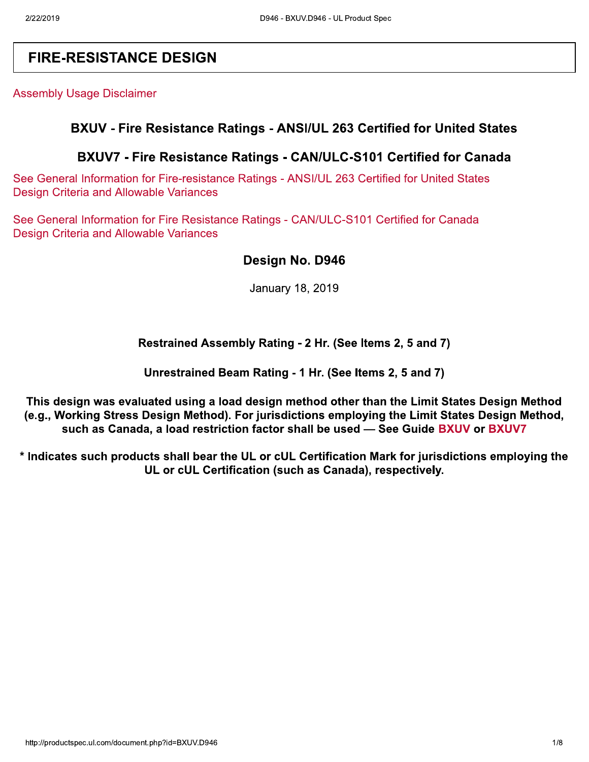# FIRE-RESISTANCE DESIGN

Assembly Usage Disclaimer

## BXUV - Fire Resistance Ratings - ANSI/UL 263 Certified for United States

## BXUV7 - Fire Resistance Ratings - CAN/ULC-S101 Certified for Canada

See General Information for Fire-resistance Ratings - ANSI/UL 263 Certified for United States
Design Criteria and Allowable Variances

See General Information for Fire Resistance Ratings - CAN/ULC-S101 Certified for Canada
Design Criteria and Allowable Variances

### Design No. D946

January 18, 2019

**Restrained Assembly Rating - 2 Hr. (See Items 2, 5 and 7)**

**Unrestrained Beam Rating - 1 Hr. (See Items 2, 5 and 7)**

**This design was evaluated using a load design method other than the Limit States Design Method (e.g., Working Stress Design Method). For jurisdictions employing the Limit States Design Method, such as Canada, a load restriction factor shall be used — See Guide BXUV or BXUV7**

**\* Indicates such products shall bear the UL or cUL Certification Mark for jurisdictions employing the UL or cUL Certification (such as Canada), respectively.**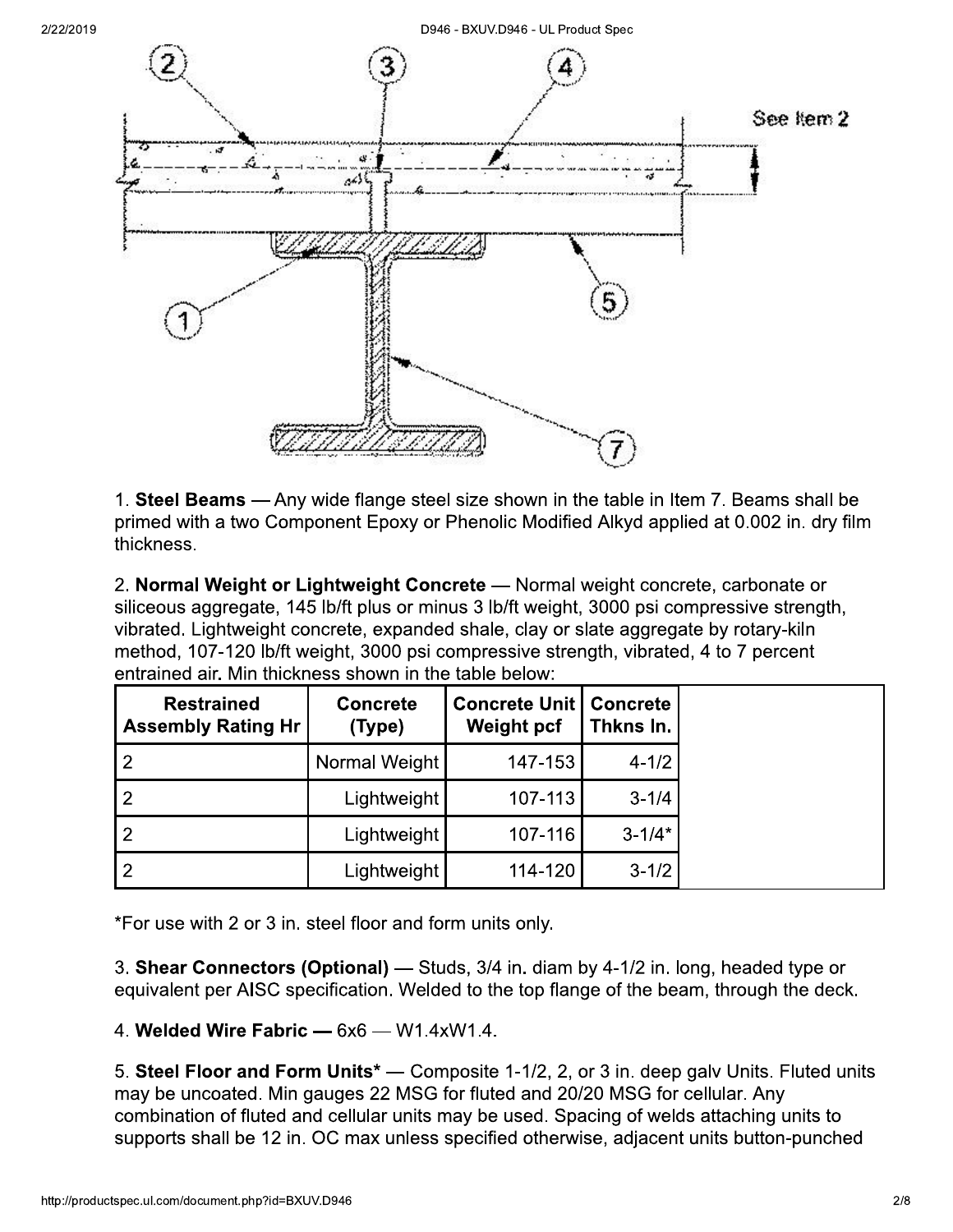1. **Steel Beams** — Any wide flange steel size shown in the table in Item 7. Beams shall be primed with a two Component Epoxy or Phenolic Modified Alkyd applied at 0.002 in. dry film thickness.

2. **Normal Weight or Lightweight Concrete** — Normal weight concrete, carbonate or siliceous aggregate, 145 lb/ft plus or minus 3 lb/ft weight, 3000 psi compressive strength, vibrated. Lightweight concrete, expanded shale, clay or slate aggregate by rotary-kiln method, 107-120 lb/ft weight, 3000 psi compressive strength, vibrated, 4 to 7 percent entrained air. Min thickness shown in the table below:

| Restrained Assembly Rating Hr | Concrete (Type) | Concrete Unit Weight pcf | Concrete Thkns In. | |
|---|---|---|---|---|
| 2 | Normal Weight | 147-153 | 4-1/2 | |
| 2 | Lightweight | 107-113 | 3-1/4 | |
| 2 | Lightweight | 107-116 | 3-1/4* | |
| 2 | Lightweight | 114-120 | 3-1/2 | |

*For use with 2 or 3 in. steel floor and form units only.

3. **Shear Connectors (Optional)** — Studs, 3/4 in. diam by 4-1/2 in. long, headed type or equivalent per AISC specification. Welded to the top flange of the beam, through the deck.

4. **Welded Wire Fabric —** 6x6 — W1.4xW1.4.

5. **Steel Floor and Form Units*** — Composite 1-1/2, 2, or 3 in. deep galv Units. Fluted units may be uncoated. Min gauges 22 MSG for fluted and 20/20 MSG for cellular. Any combination of fluted and cellular units may be used. Spacing of welds attaching units to supports shall be 12 in. OC max unless specified otherwise, adjacent units button-punched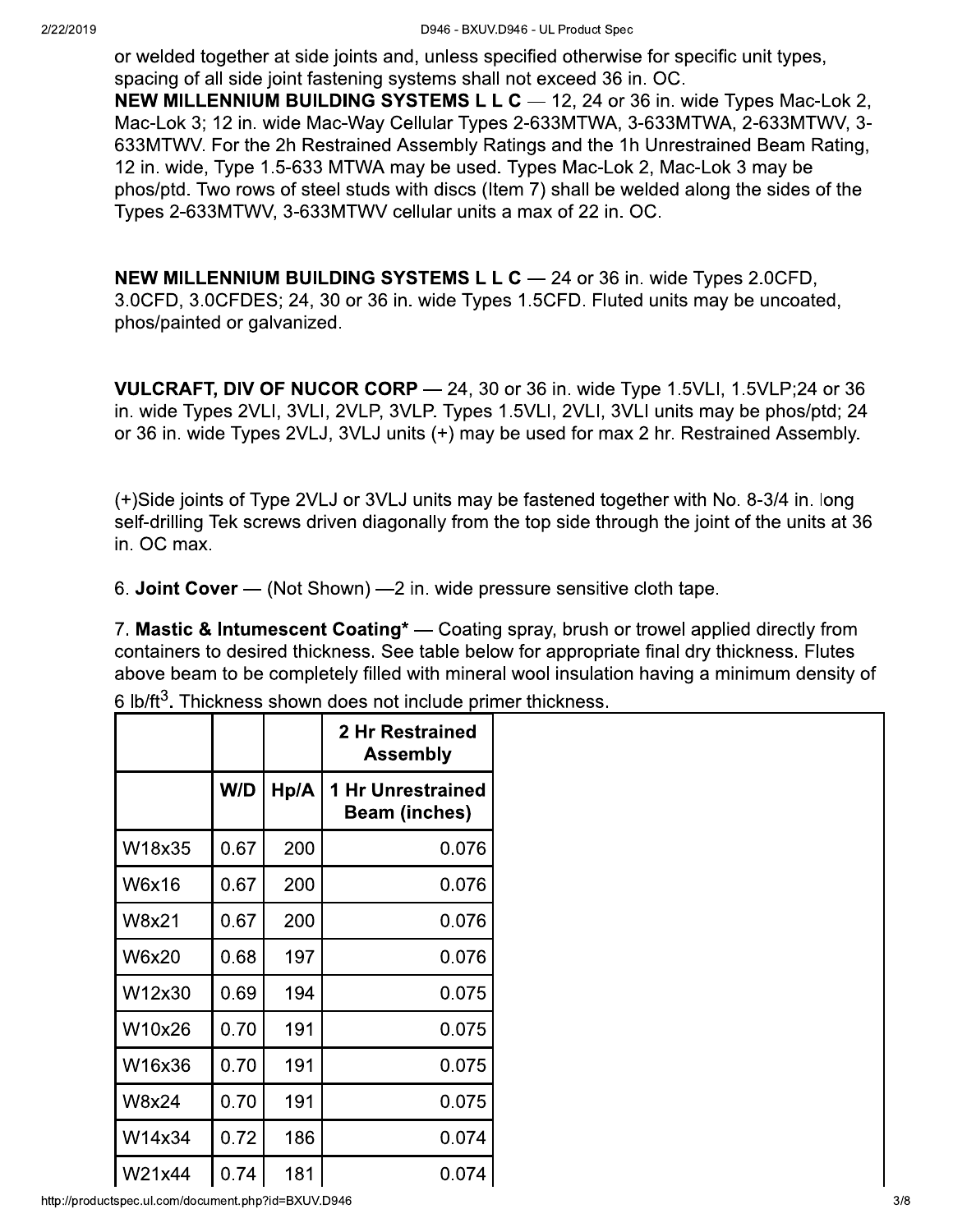or welded together at side joints and, unless specified otherwise for specific unit types, spacing of all side joint fastening systems shall not exceed 36 in. OC.

**NEW MILLENNIUM BUILDING SYSTEMS L L C** — 12, 24 or 36 in. wide Types Mac-Lok 2, Mac-Lok 3; 12 in. wide Mac-Way Cellular Types 2-633MTWA, 3-633MTWA, 2-633MTWV, 3-633MTWV. For the 2h Restrained Assembly Ratings and the 1h Unrestrained Beam Rating, 12 in. wide, Type 1.5-633 MTWA may be used. Types Mac-Lok 2, Mac-Lok 3 may be phos/ptd. Two rows of steel studs with discs (Item 7) shall be welded along the sides of the Types 2-633MTWV, 3-633MTWV cellular units a max of 22 in. OC.

**NEW MILLENNIUM BUILDING SYSTEMS L L C** — 24 or 36 in. wide Types 2.0CFD, 3.0CFD, 3.0CFDES; 24, 30 or 36 in. wide Types 1.5CFD. Fluted units may be uncoated, phos/painted or galvanized.

**VULCRAFT, DIV OF NUCOR CORP** — 24, 30 or 36 in. wide Type 1.5VLI, 1.5VLP;24 or 36 in. wide Types 2VLI, 3VLI, 2VLP, 3VLP. Types 1.5VLI, 2VLI, 3VLI units may be phos/ptd; 24 or 36 in. wide Types 2VLJ, 3VLJ units (+) may be used for max 2 hr. Restrained Assembly.

(+)Side joints of Type 2VLJ or 3VLJ units may be fastened together with No. 8-3/4 in. long self-drilling Tek screws driven diagonally from the top side through the joint of the units at 36 in. OC max.

6. **Joint Cover** — (Not Shown) —2 in. wide pressure sensitive cloth tape.

7. **Mastic & Intumescent Coating*** — Coating spray, brush or trowel applied directly from containers to desired thickness. See table below for appropriate final dry thickness. Flutes above beam to be completely filled with mineral wool insulation having a minimum density of 6 lb/ft$^3$. Thickness shown does not include primer thickness.

| | | | 2 Hr Restrained Assembly |
|---|---|---|---|
| | W/D | Hp/A | 1 Hr Unrestrained Beam (inches) |
| W18x35 | 0.67 | 200 | 0.076 |
| W6x16 | 0.67 | 200 | 0.076 |
| W8x21 | 0.67 | 200 | 0.076 |
| W6x20 | 0.68 | 197 | 0.076 |
| W12x30 | 0.69 | 194 | 0.075 |
| W10x26 | 0.70 | 191 | 0.075 |
| W16x36 | 0.70 | 191 | 0.075 |
| W8x24 | 0.70 | 191 | 0.075 |
| W14x34 | 0.72 | 186 | 0.074 |
| W21x44 | 0.74 | 181 | 0.074 |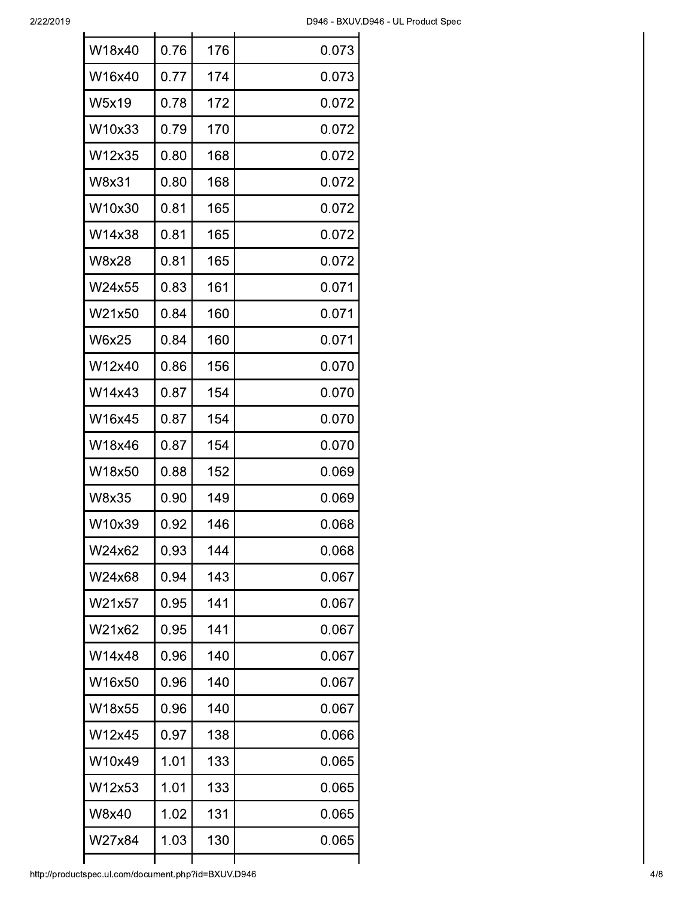| | | | |
|---|---|---|---|
| W18x40 | 0.76 | 176 | 0.073 |
| W16x40 | 0.77 | 174 | 0.073 |
| W5x19 | 0.78 | 172 | 0.072 |
| W10x33 | 0.79 | 170 | 0.072 |
| W12x35 | 0.80 | 168 | 0.072 |
| W8x31 | 0.80 | 168 | 0.072 |
| W10x30 | 0.81 | 165 | 0.072 |
| W14x38 | 0.81 | 165 | 0.072 |
| W8x28 | 0.81 | 165 | 0.072 |
| W24x55 | 0.83 | 161 | 0.071 |
| W21x50 | 0.84 | 160 | 0.071 |
| W6x25 | 0.84 | 160 | 0.071 |
| W12x40 | 0.86 | 156 | 0.070 |
| W14x43 | 0.87 | 154 | 0.070 |
| W16x45 | 0.87 | 154 | 0.070 |
| W18x46 | 0.87 | 154 | 0.070 |
| W18x50 | 0.88 | 152 | 0.069 |
| W8x35 | 0.90 | 149 | 0.069 |
| W10x39 | 0.92 | 146 | 0.068 |
| W24x62 | 0.93 | 144 | 0.068 |
| W24x68 | 0.94 | 143 | 0.067 |
| W21x57 | 0.95 | 141 | 0.067 |
| W21x62 | 0.95 | 141 | 0.067 |
| W14x48 | 0.96 | 140 | 0.067 |
| W16x50 | 0.96 | 140 | 0.067 |
| W18x55 | 0.96 | 140 | 0.067 |
| W12x45 | 0.97 | 138 | 0.066 |
| W10x49 | 1.01 | 133 | 0.065 |
| W12x53 | 1.01 | 133 | 0.065 |
| W8x40 | 1.02 | 131 | 0.065 |
| W27x84 | 1.03 | 130 | 0.065 |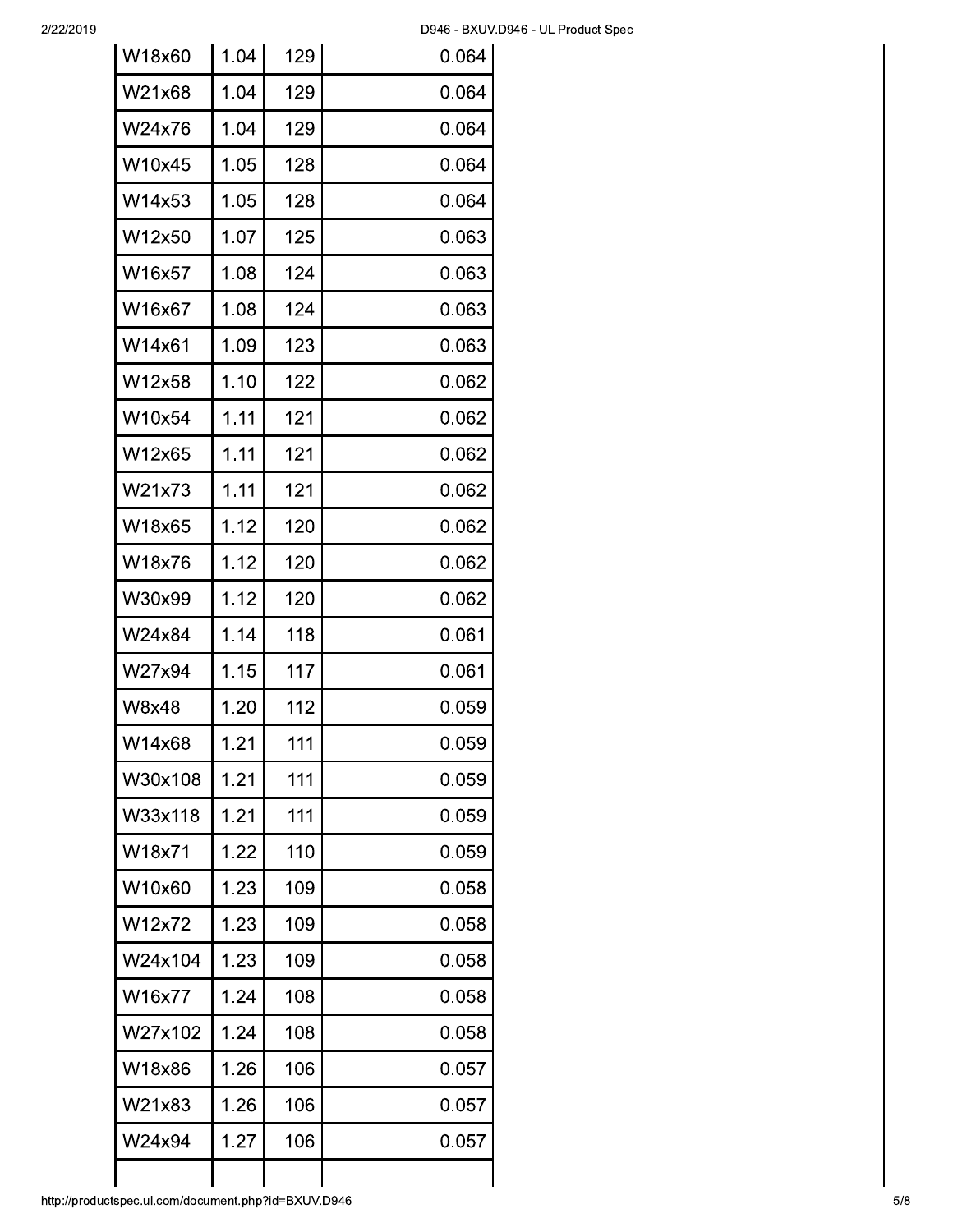| | | | |
|---|---|---|---|
| W18x60 | 1.04 | 129 | 0.064 |
| W21x68 | 1.04 | 129 | 0.064 |
| W24x76 | 1.04 | 129 | 0.064 |
| W10x45 | 1.05 | 128 | 0.064 |
| W14x53 | 1.05 | 128 | 0.064 |
| W12x50 | 1.07 | 125 | 0.063 |
| W16x57 | 1.08 | 124 | 0.063 |
| W16x67 | 1.08 | 124 | 0.063 |
| W14x61 | 1.09 | 123 | 0.063 |
| W12x58 | 1.10 | 122 | 0.062 |
| W10x54 | 1.11 | 121 | 0.062 |
| W12x65 | 1.11 | 121 | 0.062 |
| W21x73 | 1.11 | 121 | 0.062 |
| W18x65 | 1.12 | 120 | 0.062 |
| W18x76 | 1.12 | 120 | 0.062 |
| W30x99 | 1.12 | 120 | 0.062 |
| W24x84 | 1.14 | 118 | 0.061 |
| W27x94 | 1.15 | 117 | 0.061 |
| W8x48 | 1.20 | 112 | 0.059 |
| W14x68 | 1.21 | 111 | 0.059 |
| W30x108 | 1.21 | 111 | 0.059 |
| W33x118 | 1.21 | 111 | 0.059 |
| W18x71 | 1.22 | 110 | 0.059 |
| W10x60 | 1.23 | 109 | 0.058 |
| W12x72 | 1.23 | 109 | 0.058 |
| W24x104 | 1.23 | 109 | 0.058 |
| W16x77 | 1.24 | 108 | 0.058 |
| W27x102 | 1.24 | 108 | 0.058 |
| W18x86 | 1.26 | 106 | 0.057 |
| W21x83 | 1.26 | 106 | 0.057 |
| W24x94 | 1.27 | 106 | 0.057 |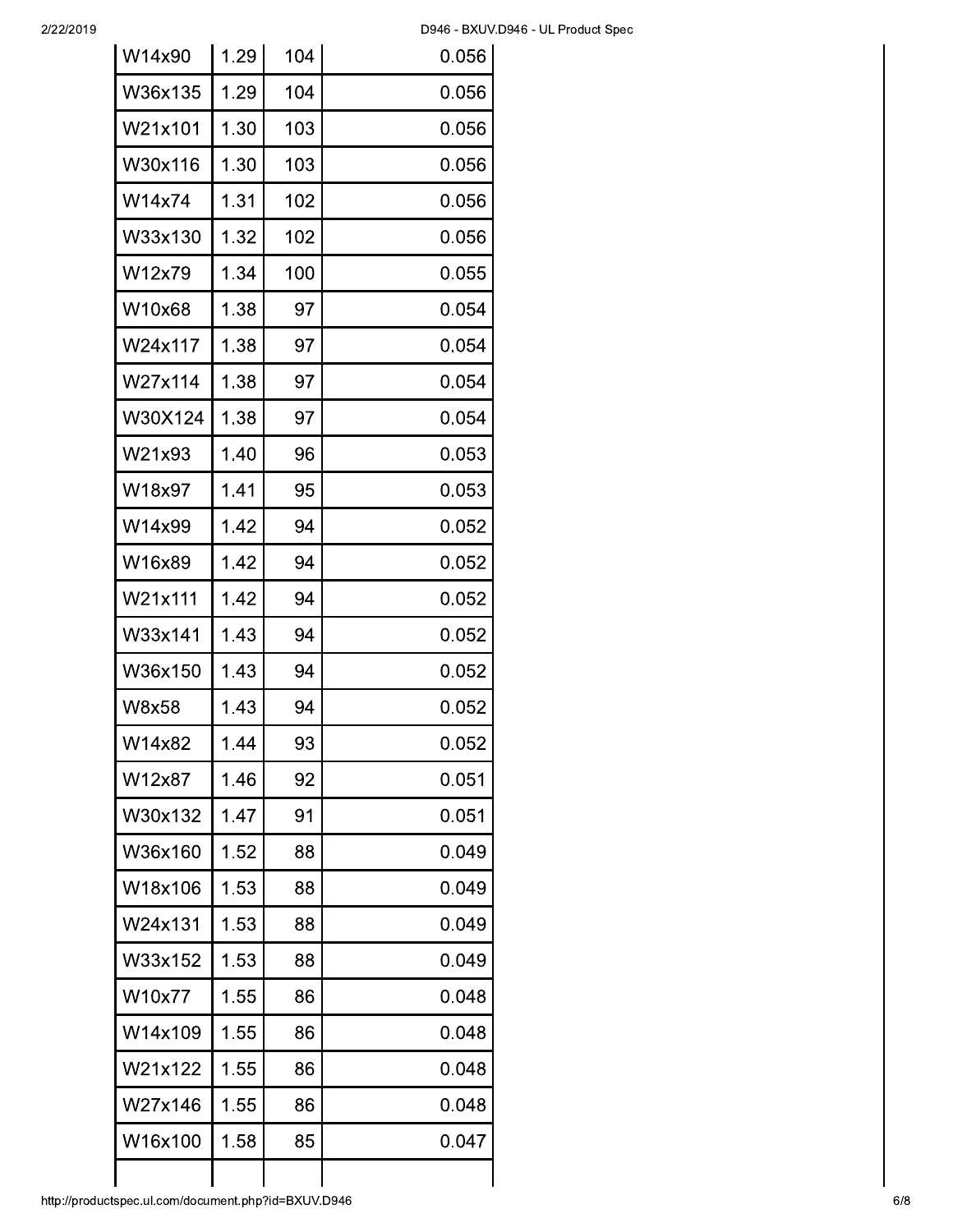| | | | |
|---|---|---|---|
| W14x90 | 1.29 | 104 | 0.056 |
| W36x135 | 1.29 | 104 | 0.056 |
| W21x101 | 1.30 | 103 | 0.056 |
| W30x116 | 1.30 | 103 | 0.056 |
| W14x74 | 1.31 | 102 | 0.056 |
| W33x130 | 1.32 | 102 | 0.056 |
| W12x79 | 1.34 | 100 | 0.055 |
| W10x68 | 1.38 | 97 | 0.054 |
| W24x117 | 1.38 | 97 | 0.054 |
| W27x114 | 1.38 | 97 | 0.054 |
| W30X124 | 1.38 | 97 | 0.054 |
| W21x93 | 1.40 | 96 | 0.053 |
| W18x97 | 1.41 | 95 | 0.053 |
| W14x99 | 1.42 | 94 | 0.052 |
| W16x89 | 1.42 | 94 | 0.052 |
| W21x111 | 1.42 | 94 | 0.052 |
| W33x141 | 1.43 | 94 | 0.052 |
| W36x150 | 1.43 | 94 | 0.052 |
| W8x58 | 1.43 | 94 | 0.052 |
| W14x82 | 1.44 | 93 | 0.052 |
| W12x87 | 1.46 | 92 | 0.051 |
| W30x132 | 1.47 | 91 | 0.051 |
| W36x160 | 1.52 | 88 | 0.049 |
| W18x106 | 1.53 | 88 | 0.049 |
| W24x131 | 1.53 | 88 | 0.049 |
| W33x152 | 1.53 | 88 | 0.049 |
| W10x77 | 1.55 | 86 | 0.048 |
| W14x109 | 1.55 | 86 | 0.048 |
| W21x122 | 1.55 | 86 | 0.048 |
| W27x146 | 1.55 | 86 | 0.048 |
| W16x100 | 1.58 | 85 | 0.047 |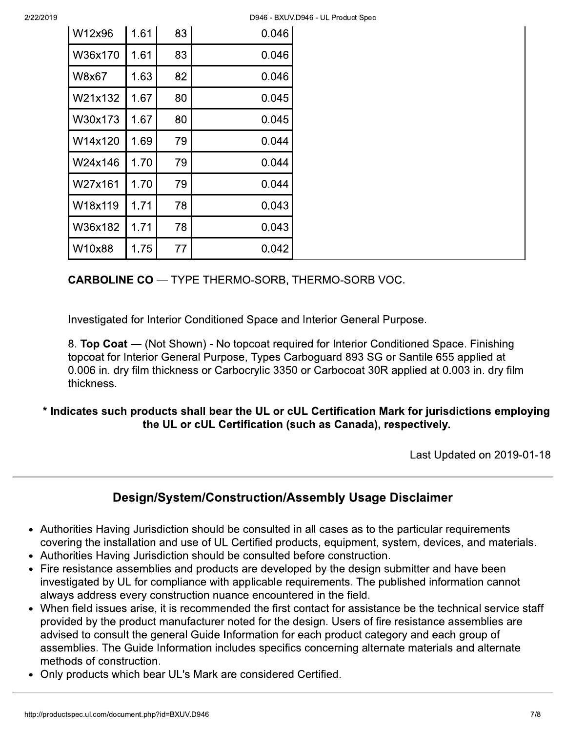| | | | |
|---|---|---|---|
| W12x96 | 1.61 | 83 | 0.046 |
| W36x170 | 1.61 | 83 | 0.046 |
| W8x67 | 1.63 | 82 | 0.046 |
| W21x132 | 1.67 | 80 | 0.045 |
| W30x173 | 1.67 | 80 | 0.045 |
| W14x120 | 1.69 | 79 | 0.044 |
| W24x146 | 1.70 | 79 | 0.044 |
| W27x161 | 1.70 | 79 | 0.044 |
| W18x119 | 1.71 | 78 | 0.043 |
| W36x182 | 1.71 | 78 | 0.043 |
| W10x88 | 1.75 | 77 | 0.042 |

**CARBOLINE CO** — TYPE THERMO-SORB, THERMO-SORB VOC.

Investigated for Interior Conditioned Space and Interior General Purpose.

8. **Top Coat** — (Not Shown) - No topcoat required for Interior Conditioned Space. Finishing topcoat for Interior General Purpose, Types Carboguard 893 SG or Santile 655 applied at 0.006 in. dry film thickness or Carbocrylic 3350 or Carbocoat 30R applied at 0.003 in. dry film thickness.

**\* Indicates such products shall bear the UL or cUL Certification Mark for jurisdictions employing the UL or cUL Certification (such as Canada), respectively.**

Last Updated on 2019-01-18

## Design/System/Construction/Assembly Usage Disclaimer

- Authorities Having Jurisdiction should be consulted in all cases as to the particular requirements covering the installation and use of UL Certified products, equipment, system, devices, and materials.
- Authorities Having Jurisdiction should be consulted before construction.
- Fire resistance assemblies and products are developed by the design submitter and have been investigated by UL for compliance with applicable requirements. The published information cannot always address every construction nuance encountered in the field.
- When field issues arise, it is recommended the first contact for assistance be the technical service staff provided by the product manufacturer noted for the design. Users of fire resistance assemblies are advised to consult the general Guide Information for each product category and each group of assemblies. The Guide Information includes specifics concerning alternate materials and alternate methods of construction.
- Only products which bear UL's Mark are considered Certified.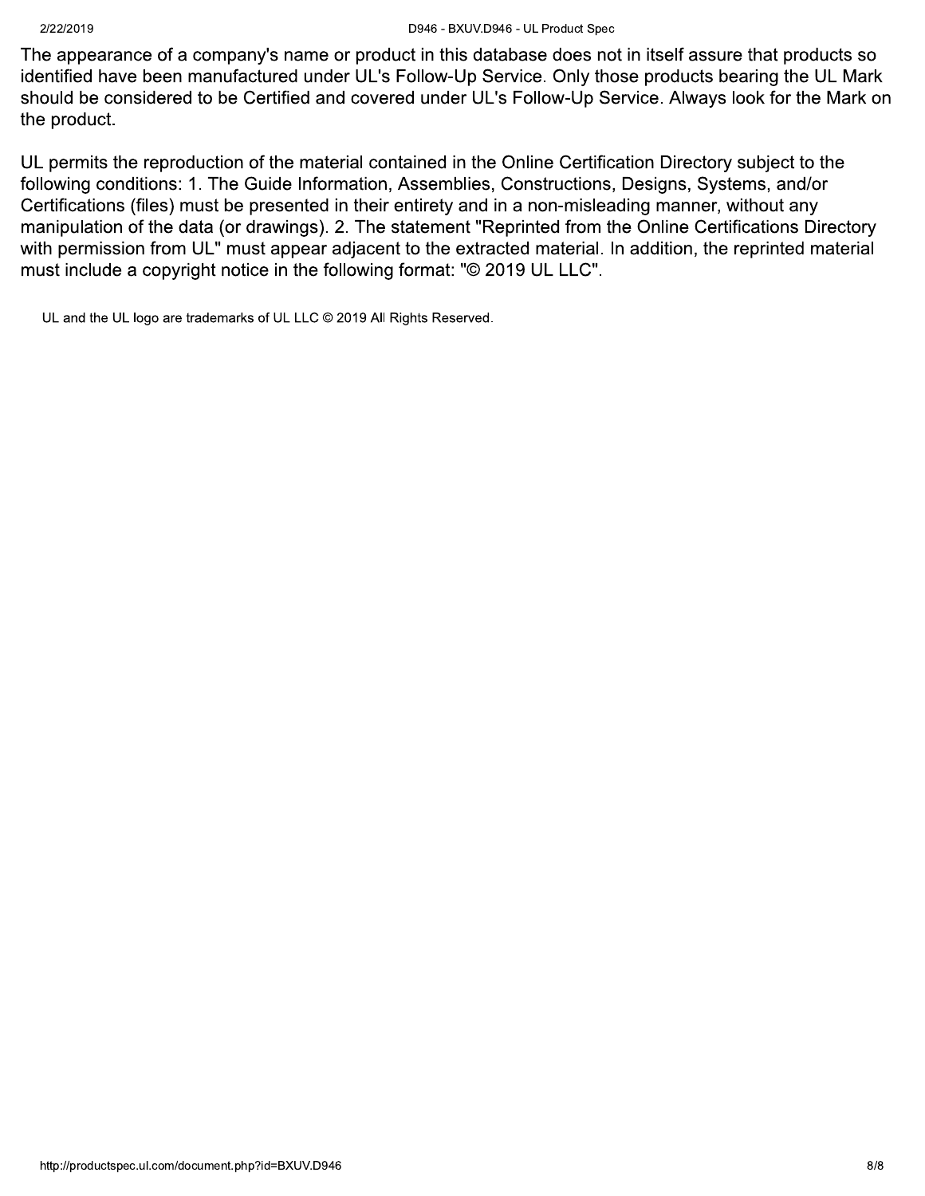The appearance of a company's name or product in this database does not in itself assure that products so identified have been manufactured under UL's Follow-Up Service. Only those products bearing the UL Mark should be considered to be Certified and covered under UL's Follow-Up Service. Always look for the Mark on the product.

UL permits the reproduction of the material contained in the Online Certification Directory subject to the following conditions: 1. The Guide Information, Assemblies, Constructions, Designs, Systems, and/or Certifications (files) must be presented in their entirety and in a non-misleading manner, without any manipulation of the data (or drawings). 2. The statement "Reprinted from the Online Certifications Directory with permission from UL" must appear adjacent to the extracted material. In addition, the reprinted material must include a copyright notice in the following format: "© 2019 UL LLC".

UL and the UL logo are trademarks of UL LLC © 2019 All Rights Reserved.